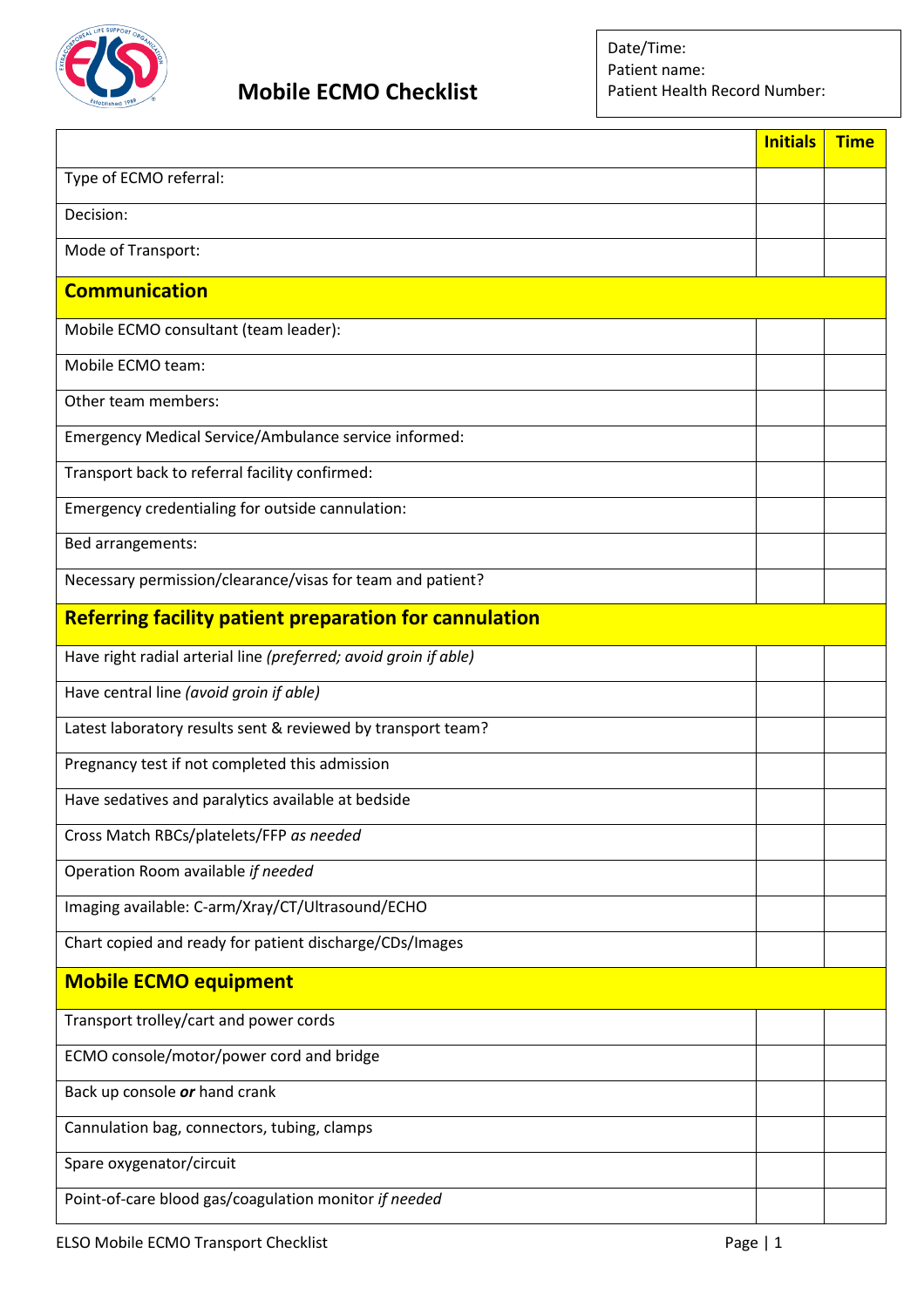# Mobile ECMO Checklist

Date/Time:
Patient name:
Patient Health Record Number:

| | Initials | Time |
|---|---|---|
| Type of ECMO referral: | | |
| Decision: | | |
| Mode of Transport: | | |
| **Communication** | | |
| Mobile ECMO consultant (team leader): | | |
| Mobile ECMO team: | | |
| Other team members: | | |
| Emergency Medical Service/Ambulance service informed: | | |
| Transport back to referral facility confirmed: | | |
| Emergency credentialing for outside cannulation: | | |
| Bed arrangements: | | |
| Necessary permission/clearance/visas for team and patient? | | |
| **Referring facility patient preparation for cannulation** | | |
| Have right radial arterial line *(preferred; avoid groin if able)* | | |
| Have central line *(avoid groin if able)* | | |
| Latest laboratory results sent & reviewed by transport team? | | |
| Pregnancy test if not completed this admission | | |
| Have sedatives and paralytics available at bedside | | |
| Cross Match RBCs/platelets/FFP *as needed* | | |
| Operation Room available *if needed* | | |
| Imaging available: C-arm/Xray/CT/Ultrasound/ECHO | | |
| Chart copied and ready for patient discharge/CDs/Images | | |
| **Mobile ECMO equipment** | | |
| Transport trolley/cart and power cords | | |
| ECMO console/motor/power cord and bridge | | |
| Back up console ***or*** hand crank | | |
| Cannulation bag, connectors, tubing, clamps | | |
| Spare oxygenator/circuit | | |
| Point-of-care blood gas/coagulation monitor *if needed* | | |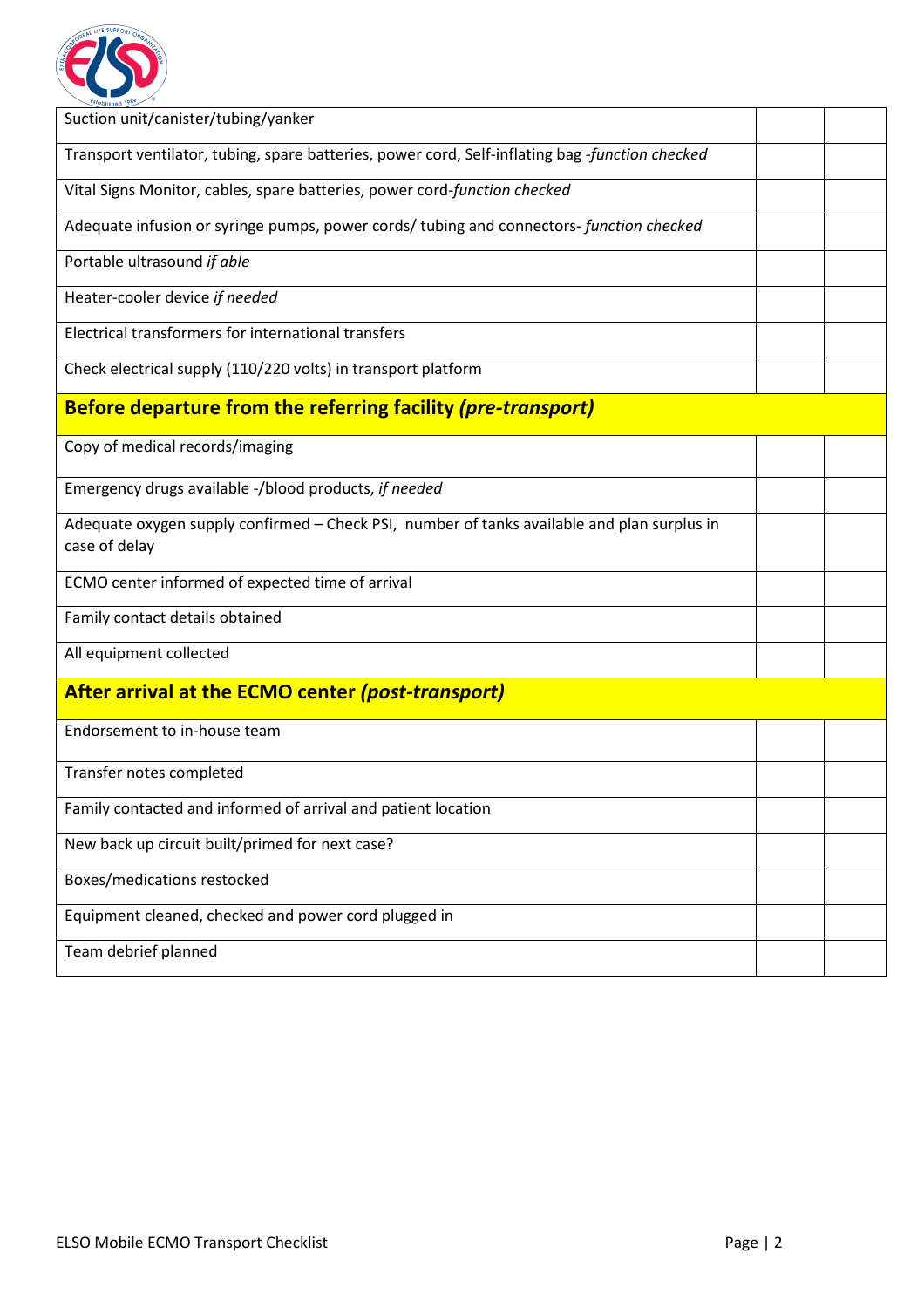| | | |
|---|---|---|
| Suction unit/canister/tubing/yanker | | |
| Transport ventilator, tubing, spare batteries, power cord, Self-inflating bag -*function checked* | | |
| Vital Signs Monitor, cables, spare batteries, power cord-*function checked* | | |
| Adequate infusion or syringe pumps, power cords/ tubing and connectors- *function checked* | | |
| Portable ultrasound *if able* | | |
| Heater-cooler device *if needed* | | |
| Electrical transformers for international transfers | | |
| Check electrical supply (110/220 volts) in transport platform | | |
| **Before departure from the referring facility *(pre-transport)*** | | |
| Copy of medical records/imaging | | |
| Emergency drugs available -/blood products, *if needed* | | |
| Adequate oxygen supply confirmed – Check PSI, number of tanks available and plan surplus in case of delay | | |
| ECMO center informed of expected time of arrival | | |
| Family contact details obtained | | |
| All equipment collected | | |
| **After arrival at the ECMO center *(post-transport)*** | | |
| Endorsement to in-house team | | |
| Transfer notes completed | | |
| Family contacted and informed of arrival and patient location | | |
| New back up circuit built/primed for next case? | | |
| Boxes/medications restocked | | |
| Equipment cleaned, checked and power cord plugged in | | |
| Team debrief planned | | |